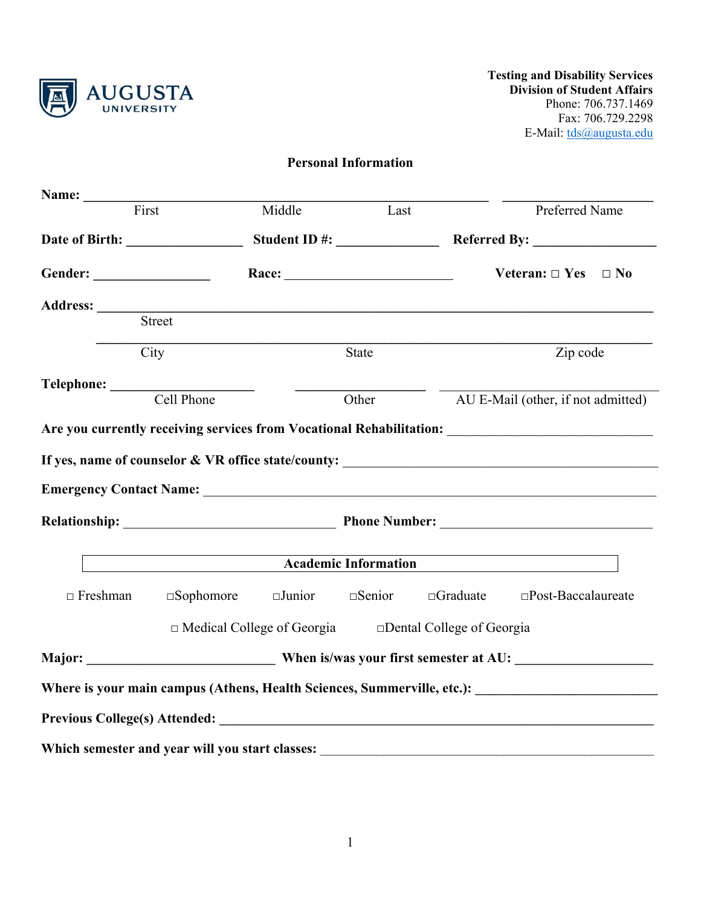AUGUSTA UNIVERSITY

**Testing and Disability Services**
**Division of Student Affairs**
Phone: 706.737.1469
Fax: 706.729.2298
E-Mail: tds@augusta.edu

## Personal Information

**Name:** ______________________________________________ ____________________
First Middle Last Preferred Name

**Date of Birth:** ________________ **Student ID #:** ______________ **Referred By:** _________________

**Gender:** ________________ **Race:** _______________________ **Veteran:** □ Yes □ No

**Address:** ____________________________________________________________________
Street

____________________________________________________________________
City State Zip code

**Telephone:** ___________________ _________________ ____________________
Cell Phone Other AU E-Mail (other, if not admitted)

**Are you currently receiving services from Vocational Rehabilitation:** ___________________________

**If yes, name of counselor & VR office state/county:** _____________________________________

**Emergency Contact Name:** ___________________________________________________________

**Relationship:** ____________________________ **Phone Number:** ____________________________

## Academic Information

□ Freshman □Sophomore □Junior □Senior □Graduate □Post-Baccalaureate

□ Medical College of Georgia □Dental College of Georgia

**Major:** __________________________ **When is/was your first semester at AU:** __________________

**Where is your main campus (Athens, Health Sciences, Summerville, etc.):** ________________________

**Previous College(s) Attended:** __________________________________________________________

**Which semester and year will you start classes:** _____________________________________________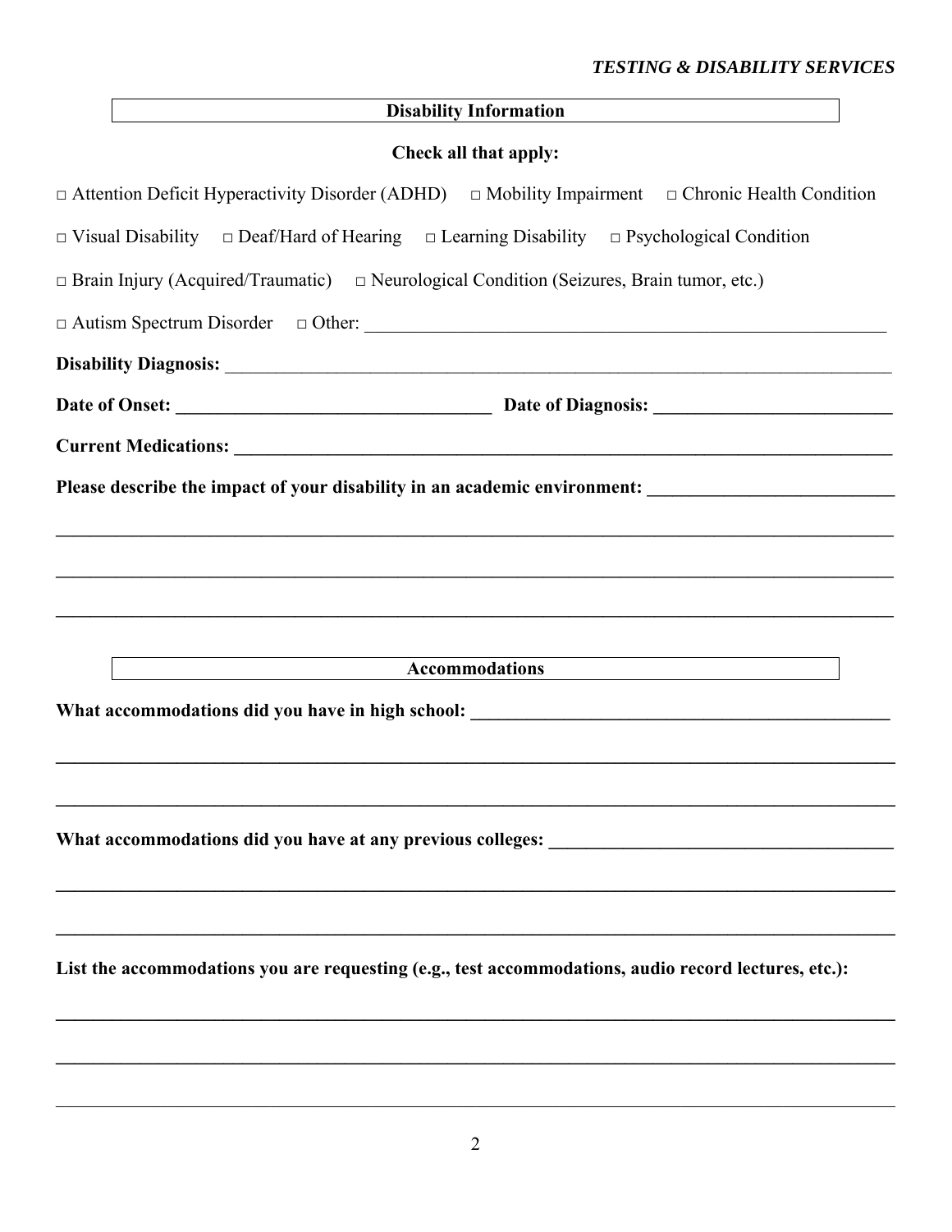## Disability Information

**Check all that apply:**

□ Attention Deficit Hyperactivity Disorder (ADHD) □ Mobility Impairment □ Chronic Health Condition

□ Visual Disability □ Deaf/Hard of Hearing □ Learning Disability □ Psychological Condition

□ Brain Injury (Acquired/Traumatic) □ Neurological Condition (Seizures, Brain tumor, etc.)

□ Autism Spectrum Disorder □ Other: ____________________________________________________________

**Disability Diagnosis:** ____________________________________________________________________________

**Date of Onset:** ___________________________________ **Date of Diagnosis:** __________________________

**Current Medications:** ____________________________________________________________________________

**Please describe the impact of your disability in an academic environment:** __________________________

______________________________________________________________________________________________

______________________________________________________________________________________________

______________________________________________________________________________________________

## Accommodations

**What accommodations did you have in high school:** _______________________________________________

______________________________________________________________________________________________

______________________________________________________________________________________________

**What accommodations did you have at any previous colleges:** _____________________________________

______________________________________________________________________________________________

______________________________________________________________________________________________

**List the accommodations you are requesting (e.g., test accommodations, audio record lectures, etc.):**

______________________________________________________________________________________________

______________________________________________________________________________________________

______________________________________________________________________________________________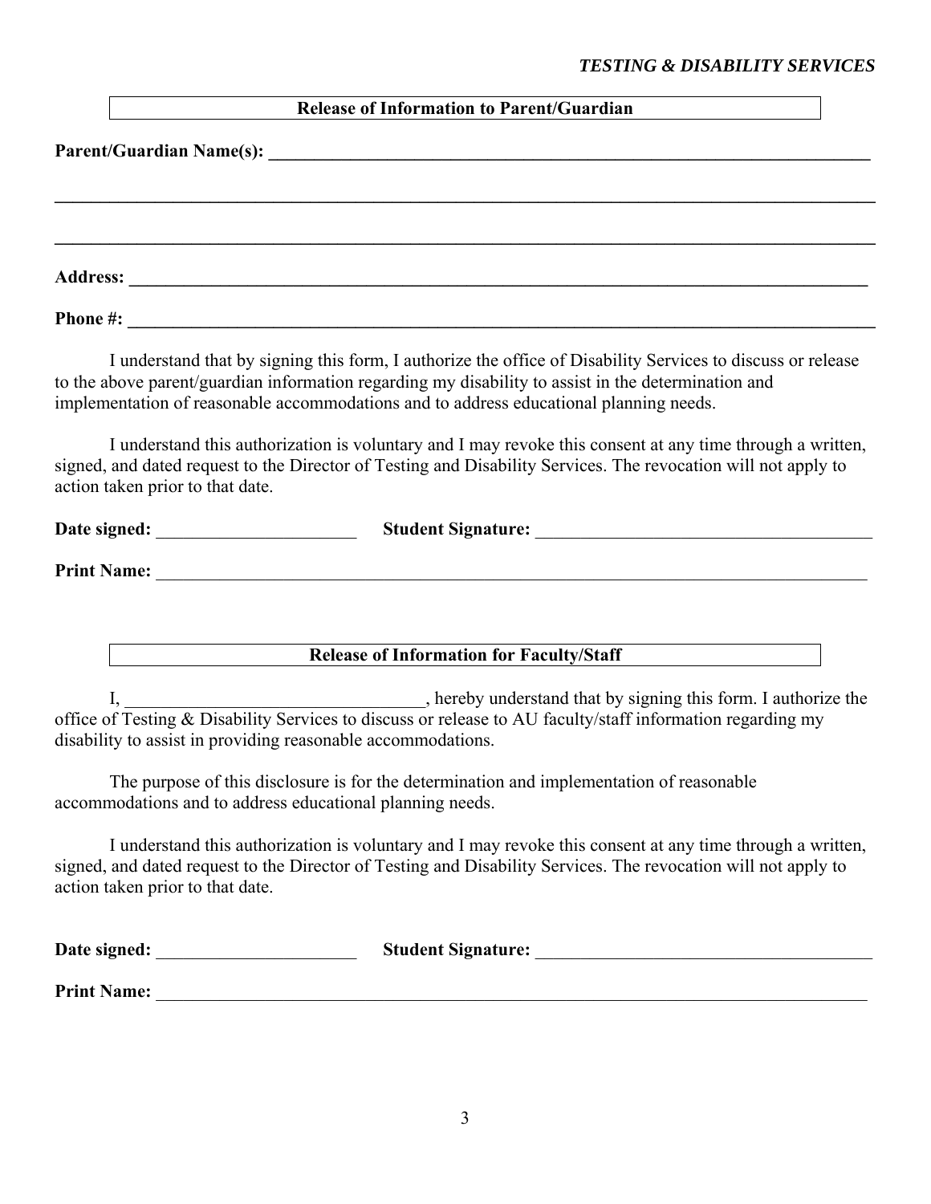## Release of Information to Parent/Guardian

**Parent/Guardian Name(s):** ______________________________________________________________________

______________________________________________________________________________________________

______________________________________________________________________________________________

**Address:** ______________________________________________________________________________

**Phone #:** ______________________________________________________________________________

I understand that by signing this form, I authorize the office of Disability Services to discuss or release to the above parent/guardian information regarding my disability to assist in the determination and implementation of reasonable accommodations and to address educational planning needs.

I understand this authorization is voluntary and I may revoke this consent at any time through a written, signed, and dated request to the Director of Testing and Disability Services. The revocation will not apply to action taken prior to that date.

**Date signed:** ______________________ **Student Signature:** ______________________________________

**Print Name:** ______________________________________________________________________________

## Release of Information for Faculty/Staff

I, _________________________________, hereby understand that by signing this form. I authorize the office of Testing & Disability Services to discuss or release to AU faculty/staff information regarding my disability to assist in providing reasonable accommodations.

The purpose of this disclosure is for the determination and implementation of reasonable accommodations and to address educational planning needs.

I understand this authorization is voluntary and I may revoke this consent at any time through a written, signed, and dated request to the Director of Testing and Disability Services. The revocation will not apply to action taken prior to that date.

**Date signed:** ______________________ **Student Signature:** ______________________________________

**Print Name:** ______________________________________________________________________________